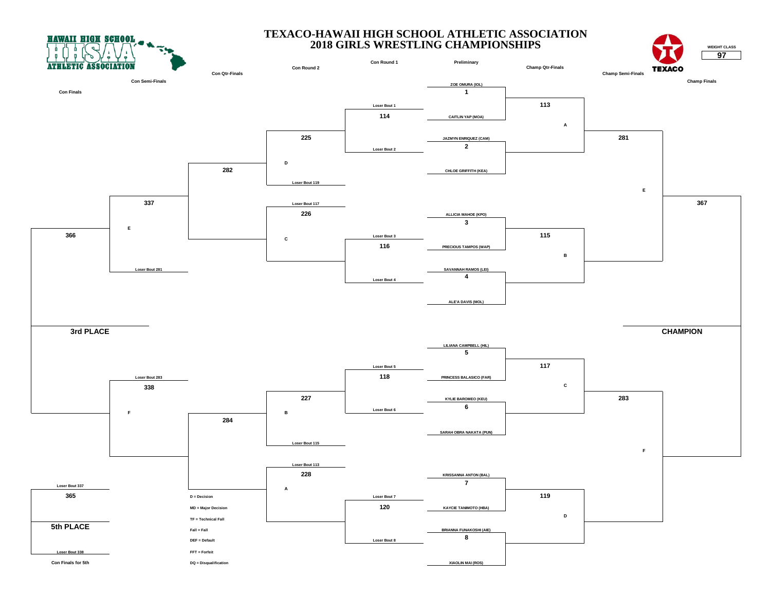# TEXACO-HAWAII HIGH SCHOOL ATHLETIC ASSOCIATION
## 2018 GIRLS WRESTLING CHAMPIONSHIPS

HAWAII HIGH SCHOOL ATHLETIC ASSOCIATION

TEXACO

**WEIGHT CLASS**
**97**

### Preliminary

| Bout | Wrestler 1 | Wrestler 2 |
|---|---|---|
| 1 | ZOE OMURA (IOL) | CAITLIN YAP (MOA) |
| 2 | JAZMYN ENRIQUEZ (CAM) | CHLOE GRIFFITH (KEA) |
| 3 | ALLICIA MAHOE (KPO) | PRECIOUS TAMPOS (WAP) |
| 4 | SAVANNAH RAMOS (LEI) | ALE'A DAVIS (MOL) |
| 5 | LILIANA CAMPBELL (HIL) | PRINCESS BALASICO (FAR) |
| 6 | KYLIE BAROMEO (KEU) | SARAH OBRA NAKATA (PUN) |
| 7 | KRISSANNA ANTON (BAL) | KAYCIE TANIMOTO (HBA) |
| 8 | BRIANNA FUNAKOSHI (AIE) | XIAOLIN MAI (ROS) |

### Champ Qtr-Finals

| Bout | From | Loser to |
|---|---|---|
| 113 | Winners Bout 1 / Bout 2 | A |
| 115 | Winners Bout 3 / Bout 4 | B |
| 117 | Winners Bout 5 / Bout 6 | C |
| 119 | Winners Bout 7 / Bout 8 | D |

### Champ Semi-Finals

| Bout | From | Loser to |
|---|---|---|
| 281 | Winners 113 / 115 | E |
| 283 | Winners 117 / 119 | F |

### Champ Finals

| Bout | From |
|---|---|
| 367 | Winners 281 / 283 — CHAMPION |

### Con Round 1

| Bout | Entries |
|---|---|
| 114 | Loser Bout 1 / Loser Bout 2 |
| 116 | Loser Bout 3 / Loser Bout 4 |
| 118 | Loser Bout 5 / Loser Bout 6 |
| 120 | Loser Bout 7 / Loser Bout 8 |

### Con Round 2

| Bout | Entries |
|---|---|
| 225 | Winner 114 / Loser Bout 119 (D) |
| 226 | Loser Bout 117 (C) / Winner 116 |
| 227 | Winner 118 / Loser Bout 115 (B) |
| 228 | Loser Bout 113 (A) / Winner 120 |

### Con Qtr-Finals

| Bout | Entries |
|---|---|
| 282 | Winners 225 / 226 |
| 284 | Winners 227 / 228 |

### Con Semi-Finals

| Bout | Entries |
|---|---|
| 337 | Winner 282 / Loser Bout 281 (E) |
| 338 | Loser Bout 283 (F) / Winner 284 |

### Con Finals

| Bout | Entries |
|---|---|
| 366 | Winners 337 / 338 — 3rd PLACE |

### Con Finals for 5th

| Bout | Entries |
|---|---|
| 365 | Loser Bout 337 / Loser Bout 338 — 5th PLACE |

D = Decision
MD = Major Decision
TF = Technical Fall
Fall = Fall
DEF = Default
FFT = Forfeit
DQ = Disqualification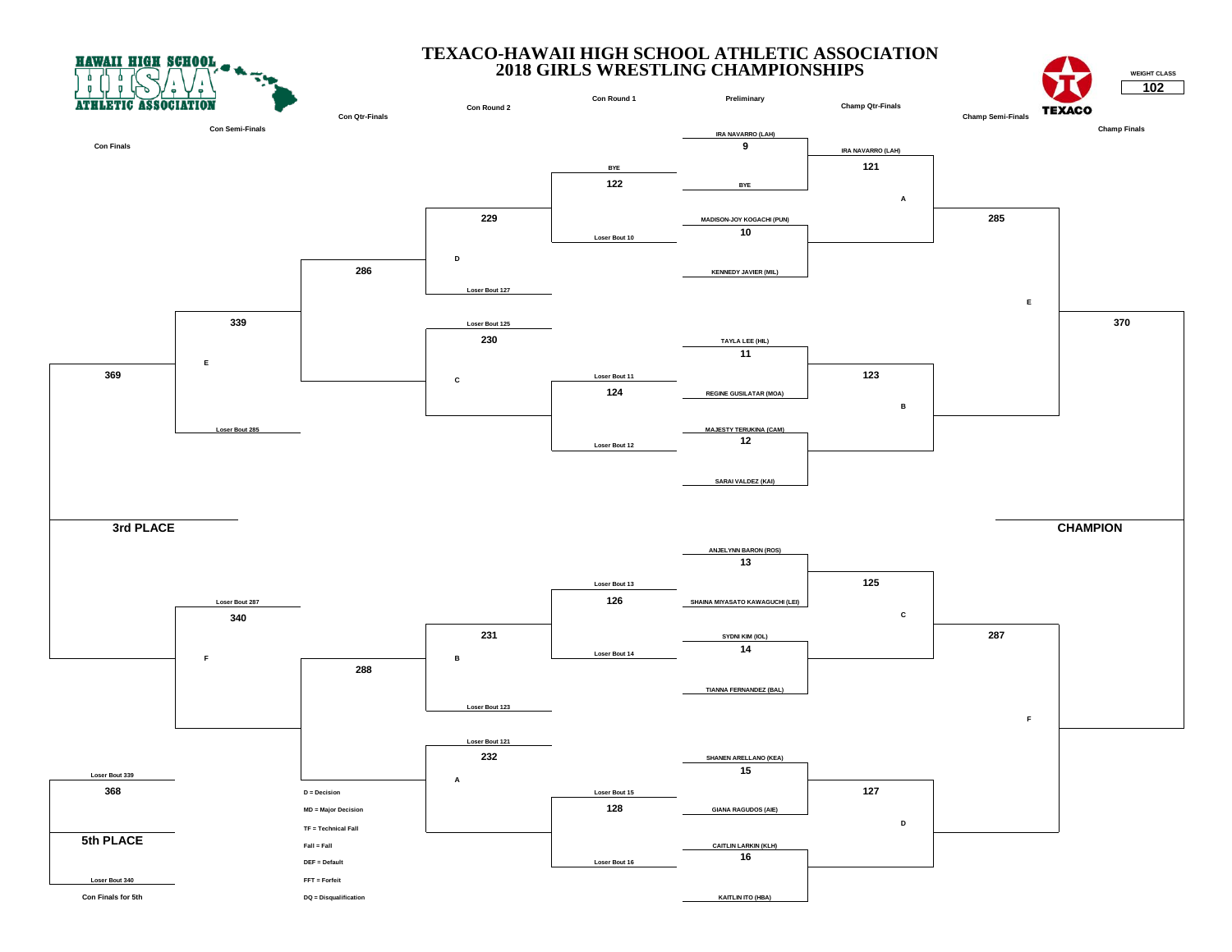# TEXACO-HAWAII HIGH SCHOOL ATHLETIC ASSOCIATION
# 2018 GIRLS WRESTLING CHAMPIONSHIPS

HAWAII HIGH SCHOOL ATHLETIC ASSOCIATION

WEIGHT CLASS **102**

## Championship Bracket

**Preliminary**

- Bout 9: IRA NAVARRO (LAH) vs BYE
- Bout 10: MADISON-JOY KOGACHI (PUN) vs KENNEDY JAVIER (MIL)
- Bout 11: TAYLA LEE (HIL) vs REGINE GUSILATAR (MOA)
- Bout 12: MAJESTY TERUKINA (CAM) vs SARAI VALDEZ (KAI)
- Bout 13: ANJELYNN BARON (ROS) vs SHAINA MIYASATO KAWAGUCHI (LEI)
- Bout 14: SYDNI KIM (IOL) vs TIANNA FERNANDEZ (BAL)
- Bout 15: SHANEN ARELLANO (KEA) vs GIANA RAGUDOS (AIE)
- Bout 16: CAITLIN LARKIN (KLH) vs KAITLIN ITO (HBA)

**Champ Qtr-Finals**

- Bout 121: IRA NAVARRO (LAH) vs Winner Bout 10 (A)
- Bout 123: Winner Bout 11 vs Winner Bout 12 (B)
- Bout 125: Winner Bout 13 vs Winner Bout 14 (C)
- Bout 127: Winner Bout 15 vs Winner Bout 16 (D)

**Champ Semi-Finals**

- Bout 285: Winner Bout 121 vs Winner Bout 123 (E)
- Bout 287: Winner Bout 125 vs Winner Bout 127 (F)

**Champ Finals**

- Bout 370: Winner Bout 285 vs Winner Bout 287 → **CHAMPION**

## Consolation Bracket

**Con Round 1**

- Bout 122: BYE vs Loser Bout 10
- Bout 124: Loser Bout 11 vs Loser Bout 12
- Bout 126: Loser Bout 13 vs Loser Bout 14
- Bout 128: Loser Bout 15 vs Loser Bout 16

**Con Round 2**

- Bout 229: Winner Bout 122 vs Loser Bout 127 (D)
- Bout 230: Loser Bout 125 vs Winner Bout 124 (C)
- Bout 231: Winner Bout 126 vs Loser Bout 123 (B)
- Bout 232: Loser Bout 121 vs Winner Bout 128 (A)

**Con Qtr-Finals**

- Bout 286: Winner Bout 229 vs Winner Bout 230
- Bout 288: Winner Bout 231 vs Winner Bout 232

**Con Semi-Finals**

- Bout 339: Winner Bout 286 vs Loser Bout 285 (E)
- Bout 340: Loser Bout 287 vs Winner Bout 288 (F)

**Con Finals**

- Bout 369: Winner Bout 339 vs Winner Bout 340 → **3rd PLACE**

**Con Finals for 5th**

- Bout 368: Loser Bout 339 vs Loser Bout 340 → **5th PLACE**

## Legend

- D = Decision
- MD = Major Decision
- TF = Technical Fall
- Fall = Fall
- DEF = Default
- FFT = Forfeit
- DQ = Disqualification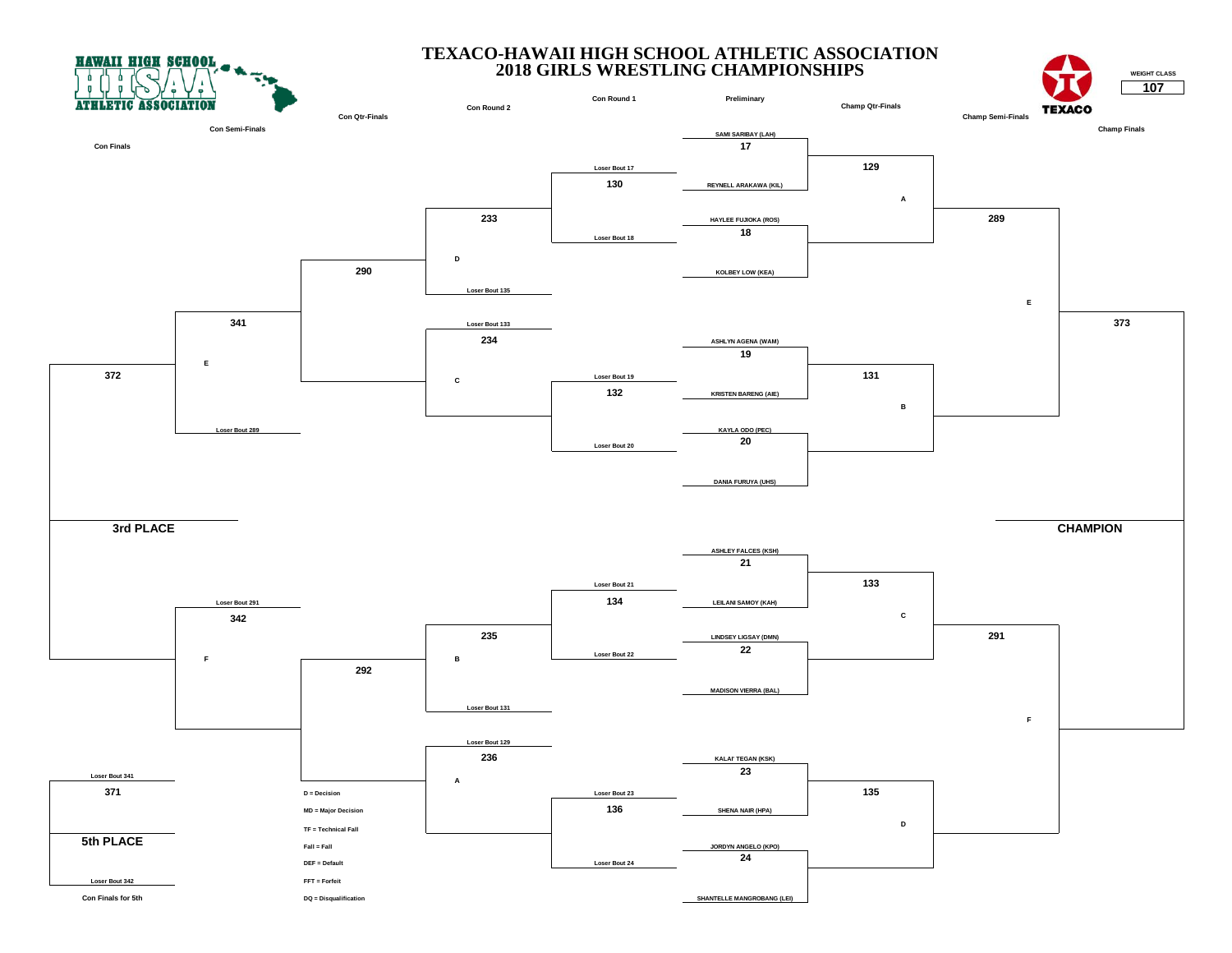# TEXACO-HAWAII HIGH SCHOOL ATHLETIC ASSOCIATION
## 2018 GIRLS WRESTLING CHAMPIONSHIPS

HAWAII HIGH SCHOOL ATHLETIC ASSOCIATION

TEXACO

WEIGHT CLASS: **107**

### Championship Bracket

**Preliminary**

- Bout 17: SAMI SARIBAY (LAH) vs. REYNELL ARAKAWA (KIL)
- Bout 18: HAYLEE FUJIOKA (ROS) vs. KOLBEY LOW (KEA)
- Bout 19: ASHLYN AGENA (WAM) vs. KRISTEN BARENG (AIE)
- Bout 20: KAYLA ODO (PEC) vs. DANIA FURUYA (UHS)
- Bout 21: ASHLEY FALCES (KSH) vs. LEILANI SAMOY (KAH)
- Bout 22: LINDSEY LIGSAY (DMN) vs. MADISON VIERRA (BAL)
- Bout 23: KALAI' TEGAN (KSK) vs. SHENA NAIR (HPA)
- Bout 24: JORDYN ANGELO (KPO) vs. SHANTELLE MANGROBANG (LEI)

**Champ Qtr-Finals**

- Bout 129: Winner 17 vs. Winner 18 (A)
- Bout 131: Winner 19 vs. Winner 20 (B)
- Bout 133: Winner 21 vs. Winner 22 (C)
- Bout 135: Winner 23 vs. Winner 24 (D)

**Champ Semi-Finals**

- Bout 289: Winner 129 vs. Winner 131 (E)
- Bout 291: Winner 133 vs. Winner 135 (F)

**Champ Finals**

- Bout 373: Winner 289 vs. Winner 291 → **CHAMPION**

### Consolation Bracket

**Con Round 1**

- Bout 130: Loser Bout 17 vs. Loser Bout 18
- Bout 132: Loser Bout 19 vs. Loser Bout 20
- Bout 134: Loser Bout 21 vs. Loser Bout 22
- Bout 136: Loser Bout 23 vs. Loser Bout 24

**Con Round 2**

- Bout 233: Winner 130 vs. Loser Bout 135 (D)
- Bout 234: Loser Bout 133 vs. Winner 132 (C)
- Bout 235: Winner 134 vs. Loser Bout 131 (B)
- Bout 236: Loser Bout 129 vs. Winner 136 (A)

**Con Qtr-Finals**

- Bout 290: Winner 233 vs. Winner 234
- Bout 292: Winner 235 vs. Winner 236

**Con Semi-Finals**

- Bout 341: Winner 290 vs. Loser Bout 289 (E)
- Bout 342: Loser Bout 291 vs. Winner 292 (F)

**Con Finals**

- Bout 372: Winner 341 vs. Winner 342 → **3rd PLACE**

**Con Finals for 5th**

- Bout 371: Loser Bout 341 vs. Loser Bout 342 → **5th PLACE**

---

D = Decision
MD = Major Decision
TF = Technical Fall
Fall = Fall
DEF = Default
FFT = Forfeit
DQ = Disqualification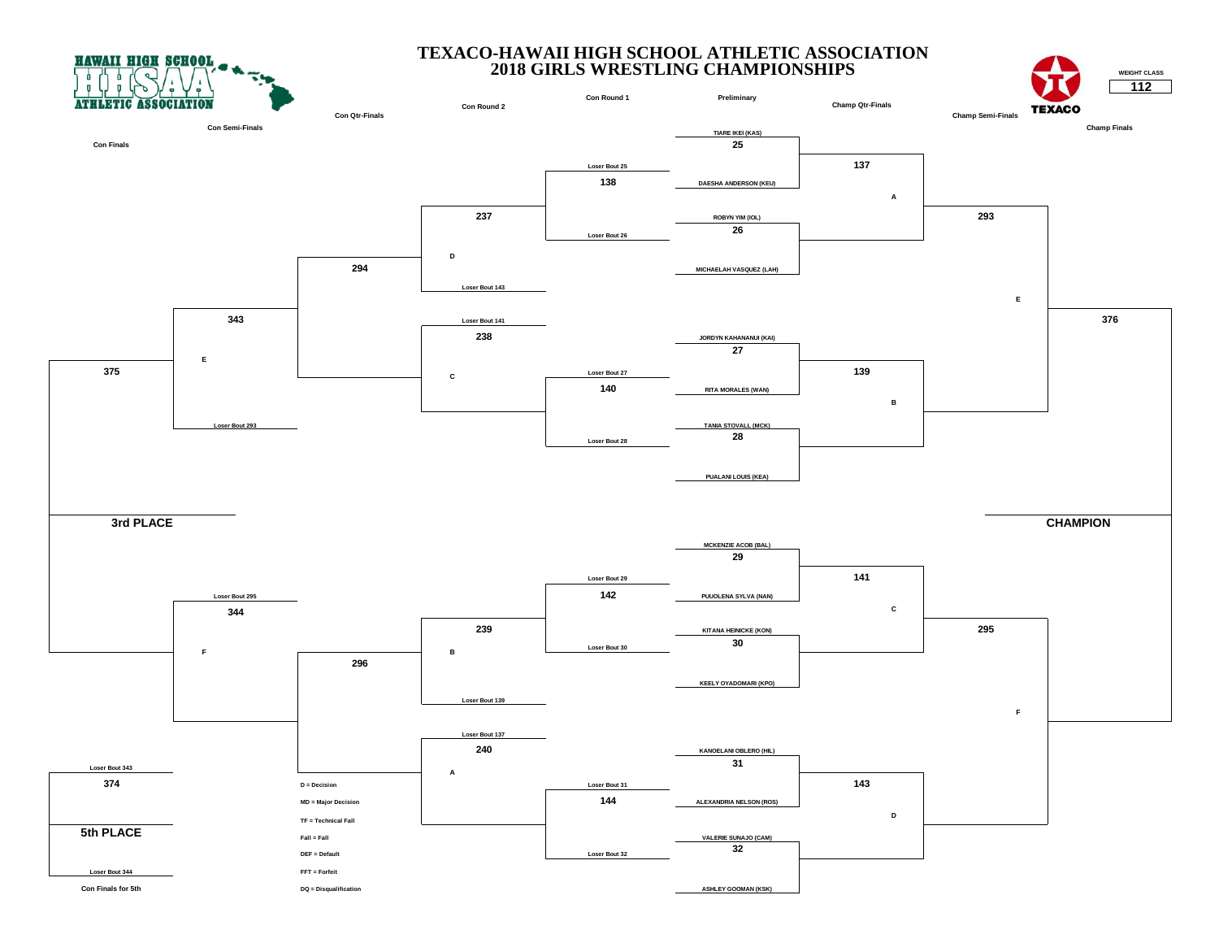# TEXACO-HAWAII HIGH SCHOOL ATHLETIC ASSOCIATION
## 2018 GIRLS WRESTLING CHAMPIONSHIPS

HAWAII HIGH SCHOOL ATHLETIC ASSOCIATION

TEXACO

**WEIGHT CLASS**
**112**

### Championship Bracket

| Preliminary | Champ Qtr-Finals | Champ Semi-Finals | Champ Finals |
|---|---|---|---|
| 25: TIARE IKEI (KAS) vs DAESHA ANDERSON (KEU) | 137 (A) | 293 (E) | 376 – CHAMPION |
| 26: ROBYN YIM (IOL) vs MICHAELAH VASQUEZ (LAH) | | | |
| 27: JORDYN KAHANANUI (KAI) vs RITA MORALES (WAN) | 139 (B) | | |
| 28: TANIA STOVALL (MCK) vs PUALANI LOUIS (KEA) | | | |
| 29: MCKENZIE ACOB (BAL) vs PUUOLENA SYLVA (NAN) | 141 (C) | 295 (F) | |
| 30: KITANA HEINICKE (KON) vs KEELY OYADOMARI (KPO) | | | |
| 31: KANOELANI OBLERO (HIL) vs ALEXANDRIA NELSON (ROS) | 143 (D) | | |
| 32: VALERIE SUNAJO (CAM) vs ASHLEY GOOMAN (KSK) | | | |

### Consolation Bracket

| Con Round 1 | Con Round 2 | Con Qtr-Finals | Con Semi-Finals | Con Finals |
|---|---|---|---|---|
| 138: Loser Bout 25 vs Loser Bout 26 | 237: 138 winner vs Loser Bout 143 (D) | 294 | 343: 294 winner vs Loser Bout 293 (E) | 375 – 3rd PLACE |
| 140: Loser Bout 27 vs Loser Bout 28 | 238: Loser Bout 141 vs 140 winner (C) | | | |
| 142: Loser Bout 29 vs Loser Bout 30 | 239: 142 winner vs Loser Bout 139 (B) | 296 | 344: Loser Bout 295 vs 296 winner (F) | |
| 144: Loser Bout 31 vs Loser Bout 32 | 240: Loser Bout 137 vs 144 winner (A) | | | |

### Con Finals for 5th

374: Loser Bout 343 vs Loser Bout 344 – 5th PLACE

D = Decision
MD = Major Decision
TF = Technical Fall
Fall = Fall
DEF = Default
FFT = Forfeit
DQ = Disqualification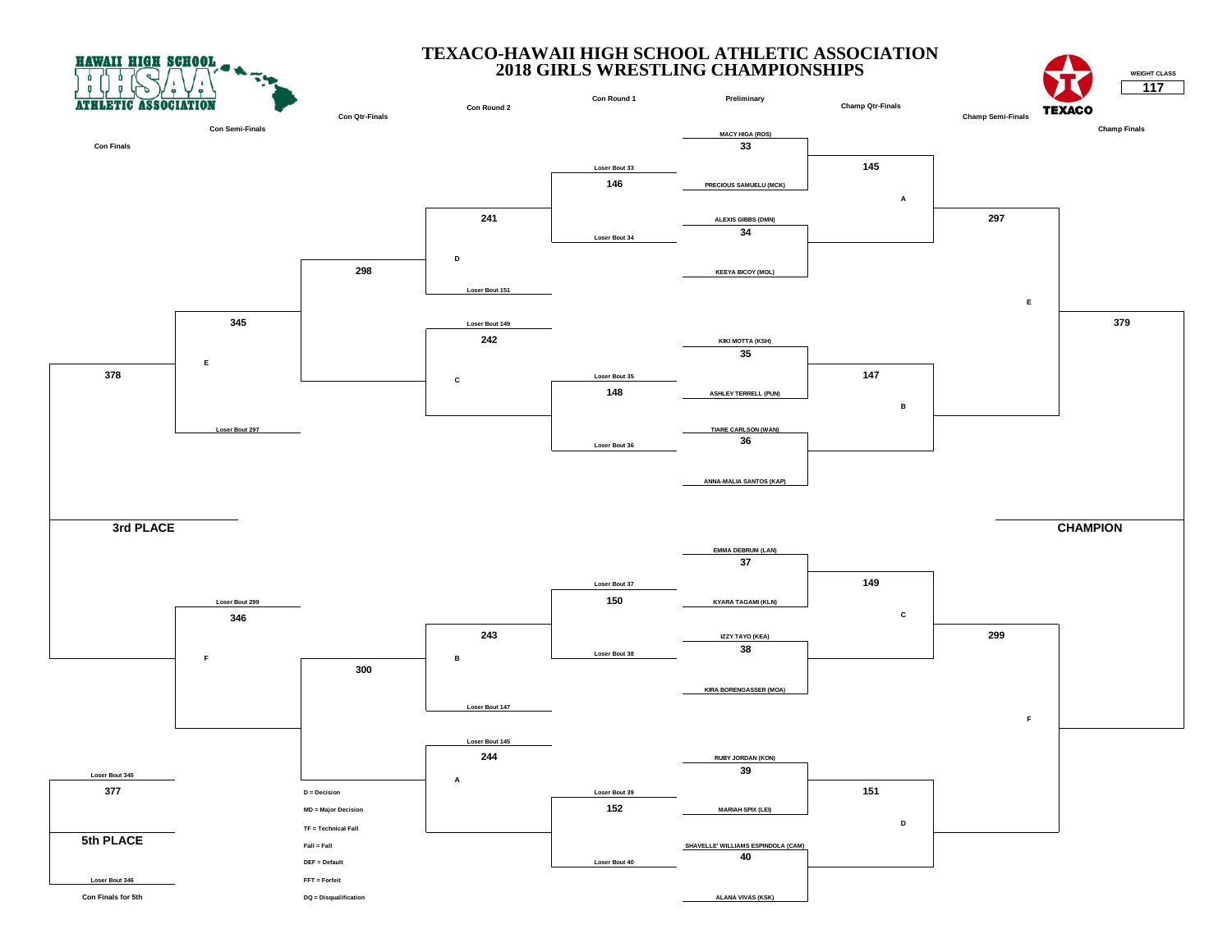# TEXACO-HAWAII HIGH SCHOOL ATHLETIC ASSOCIATION
## 2018 GIRLS WRESTLING CHAMPIONSHIPS

HAWAII HIGH SCHOOL ATHLETIC ASSOCIATION

TEXACO

**WEIGHT CLASS: 117**

### Preliminary

| Bout | Wrestler 1 | Wrestler 2 |
|---|---|---|
| 33 | MACY HIGA (ROS) | PRECIOUS SAMUELU (MCK) |
| 34 | ALEXIS GIBBS (DMN) | KEEYA BICOY (MOL) |
| 35 | KIKI MOTTA (KSH) | ASHLEY TERRELL (PUN) |
| 36 | TIARE CARLSON (WAN) | ANNA-MALIA SANTOS (KAP) |
| 37 | EMMA DEBRUM (LAN) | KYARA TAGAMI (KLN) |
| 38 | IZZY TAYO (KEA) | KIRA BORENGASSER (MOA) |
| 39 | RUBY JORDAN (KON) | MARIAH SPIX (LEI) |
| 40 | SHAVELLE' WILLIAMS ESPINDOLA (CAM) | ALANA VIVAS (KSK) |

### Champ Qtr-Finals

| Bout | Feeds from | Loser goes to |
|---|---|---|
| 145 | Winner 33 vs Winner 34 | A |
| 147 | Winner 35 vs Winner 36 | B |
| 149 | Winner 37 vs Winner 38 | C |
| 151 | Winner 39 vs Winner 40 | D |

### Champ Semi-Finals

| Bout | Feeds from | Loser goes to |
|---|---|---|
| 297 | Winner 145 vs Winner 147 | E |
| 299 | Winner 149 vs Winner 151 | F |

### Champ Finals

| Bout | Feeds from |
|---|---|
| 379 | Winner 297 vs Winner 299 |

**CHAMPION**

### Con Round 1

| Bout | Feeds from |
|---|---|
| 146 | Loser Bout 33 vs Loser Bout 34 |
| 148 | Loser Bout 35 vs Loser Bout 36 |
| 150 | Loser Bout 37 vs Loser Bout 38 |
| 152 | Loser Bout 39 vs Loser Bout 40 |

### Con Round 2

| Bout | Feeds from |
|---|---|
| 241 | Winner 146 vs Loser Bout 151 (D) |
| 242 | Loser Bout 149 (C) vs Winner 148 |
| 243 | Winner 150 vs Loser Bout 147 (B) |
| 244 | Loser Bout 145 (A) vs Winner 152 |

### Con Qtr-Finals

| Bout | Feeds from |
|---|---|
| 298 | Winner 241 vs Winner 242 |
| 300 | Winner 243 vs Winner 244 |

### Con Semi-Finals

| Bout | Feeds from |
|---|---|
| 345 | Winner 298 vs Loser Bout 297 (E) |
| 346 | Loser Bout 299 (F) vs Winner 300 |

### Con Finals

| Bout | Feeds from |
|---|---|
| 378 | Winner 345 vs Winner 346 |

**3rd PLACE**

### Con Finals for 5th

| Bout | Feeds from |
|---|---|
| 377 | Loser Bout 345 vs Loser Bout 346 |

**5th PLACE**

D = Decision
MD = Major Decision
TF = Technical Fall
Fall = Fall
DEF = Default
FFT = Forfeit
DQ = Disqualification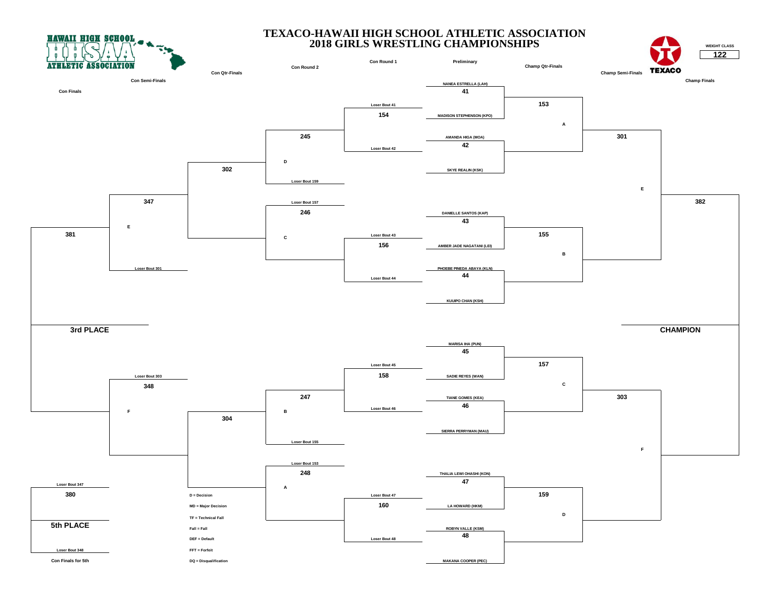# TEXACO-HAWAII HIGH SCHOOL ATHLETIC ASSOCIATION
## 2018 GIRLS WRESTLING CHAMPIONSHIPS

HAWAII HIGH SCHOOL ATHLETIC ASSOCIATION

TEXACO

WEIGHT CLASS **122**

**Con Finals** | **Con Semi-Finals** | **Con Qtr-Finals** | **Con Round 2** | **Con Round 1** | **Preliminary** | **Champ Qtr-Finals** | **Champ Semi-Finals** | **Champ Finals**

### Preliminary

| Bout | Wrestler 1 | Wrestler 2 |
|---|---|---|
| 41 | NANEA ESTRELLA (LAH) | MADISON STEPHENSON (KPO) |
| 42 | AMANDA HIGA (MOA) | SKYE REALIN (KSK) |
| 43 | DANIELLE SANTOS (KAP) | AMBER JADE NAGATANI (LEI) |
| 44 | PHOEBE PINEDA ABAYA (KLN) | KUUIPO CHAN (KSH) |
| 45 | MARISA IHA (PUN) | SADIE REYES (WAN) |
| 46 | TIANE GOMES (KEA) | SIERRA PERRYMAN (MAU) |
| 47 | THALIA LEWI OHASHI (KON) | LA HOWARD (HKM) |
| 48 | ROBYN VALLE (KSM) | MAKANA COOPER (PEC) |

### Championship Bracket

- Champ Qtr-Finals: 153 (Winner 41 vs Winner 42) A; 155 (Winner 43 vs Winner 44) B; 157 (Winner 45 vs Winner 46) C; 159 (Winner 47 vs Winner 48) D
- Champ Semi-Finals: 301 (153 vs 155) E; 303 (157 vs 159) F
- Champ Finals: 382 — **CHAMPION**

### Consolation Bracket

- Con Round 1: 154 (Loser Bout 41 vs Loser Bout 42); 156 (Loser Bout 43 vs Loser Bout 44); 158 (Loser Bout 45 vs Loser Bout 46); 160 (Loser Bout 47 vs Loser Bout 48)
- Con Round 2: 245 (Winner 154 vs Loser Bout 159) D; 246 (Loser Bout 157 vs Winner 156) C; 247 (Winner 158 vs Loser Bout 155) B; 248 (Loser Bout 153 vs Winner 160) A
- Con Qtr-Finals: 302 (245 vs 246); 304 (247 vs 248)
- Con Semi-Finals: 347 (302 vs Loser Bout 301) E; 348 (Loser Bout 303 vs 304) F
- Con Finals: 381 — **3rd PLACE**
- Con Finals for 5th: 380 (Loser Bout 347 vs Loser Bout 348) — **5th PLACE**

D = Decision
MD = Major Decision
TF = Technical Fall
Fall = Fall
DEF = Default
FFT = Forfeit
DQ = Disqualification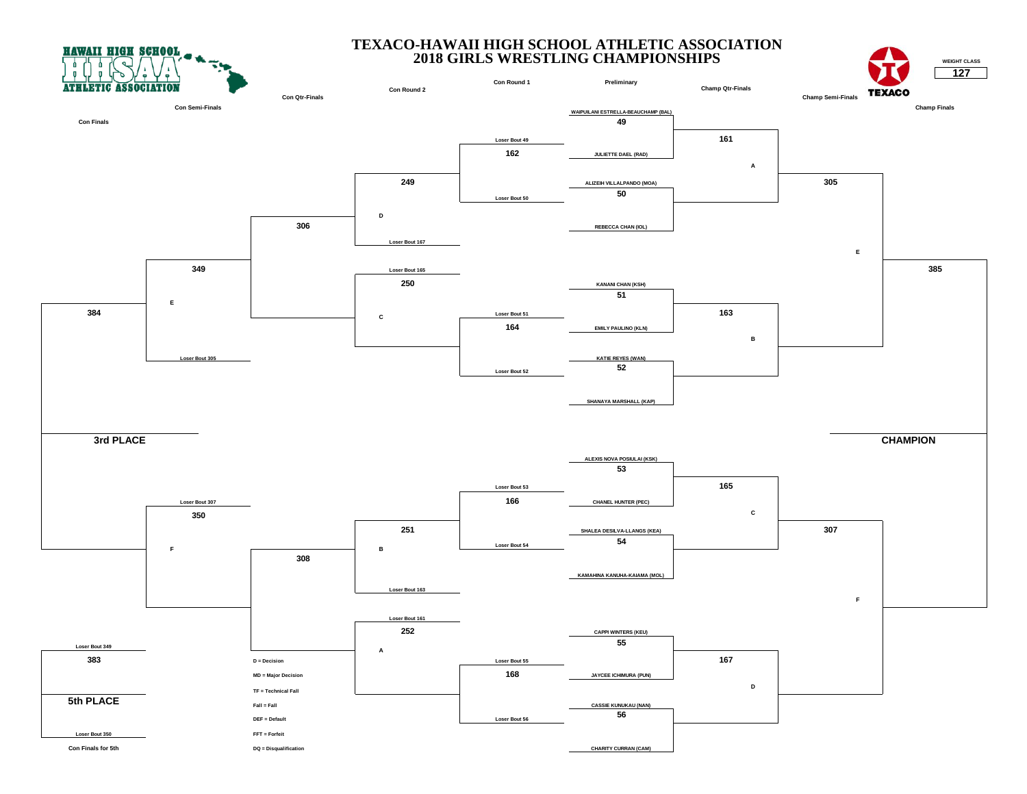# TEXACO-HAWAII HIGH SCHOOL ATHLETIC ASSOCIATION
## 2018 GIRLS WRESTLING CHAMPIONSHIPS

HAWAII HIGH SCHOOL ATHLETIC ASSOCIATION

TEXACO

WEIGHT CLASS **127**

**Con Finals** | **Con Semi-Finals** | **Con Qtr-Finals** | **Con Round 2** | **Con Round 1** | **Preliminary** | **Champ Qtr-Finals** | **Champ Semi-Finals** | **Champ Finals**

### Preliminary

- **49**: WAIPUILANI ESTRELLA-BEAUCHAMP (BAL) vs JULIETTE DAEL (RAD)
- **50**: ALIZEIH VILLALPANDO (MOA) vs REBECCA CHAN (IOL)
- **51**: KANANI CHAN (KSH) vs EMILY PAULINO (KLN)
- **52**: KATIE REYES (WAN) vs SHANAYA MARSHALL (KAP)
- **53**: ALEXIS NOVA POSIULAI (KSK) vs CHANEL HUNTER (PEC)
- **54**: SHALEA DESILVA-LLANGS (KEA) vs KAMAHINA KANUHA-KAIAMA (MOL)
- **55**: CAPPI WINTERS (KEU) vs JAYCEE ICHIMURA (PUN)
- **56**: CASSIE KUNUKAU (NAN) vs CHARITY CURRAN (CAM)

### Champ Qtr-Finals

- **161** (A)
- **163** (B)
- **165** (C)
- **167** (D)

### Champ Semi-Finals

- **305** (E)
- **307** (F)

### Champ Finals

- **385**

**CHAMPION**

### Con Round 1

- **162**: Loser Bout 49 vs Loser Bout 50
- **164**: Loser Bout 51 vs Loser Bout 52
- **166**: Loser Bout 53 vs Loser Bout 54
- **168**: Loser Bout 55 vs Loser Bout 56

### Con Round 2

- **249**: D vs Loser Bout 167
- **250**: Loser Bout 165 vs C
- **251**: B vs Loser Bout 163
- **252**: Loser Bout 161 vs A

### Con Qtr-Finals

- **306**
- **308**

### Con Semi-Finals

- **349**: E vs Loser Bout 305
- **350**: Loser Bout 307 vs F

### Con Finals

- **384**

**3rd PLACE**

### Con Finals for 5th

- **383**: Loser Bout 349 vs Loser Bout 350

**5th PLACE**

D = Decision
MD = Major Decision
TF = Technical Fall
Fall = Fall
DEF = Default
FFT = Forfeit
DQ = Disqualification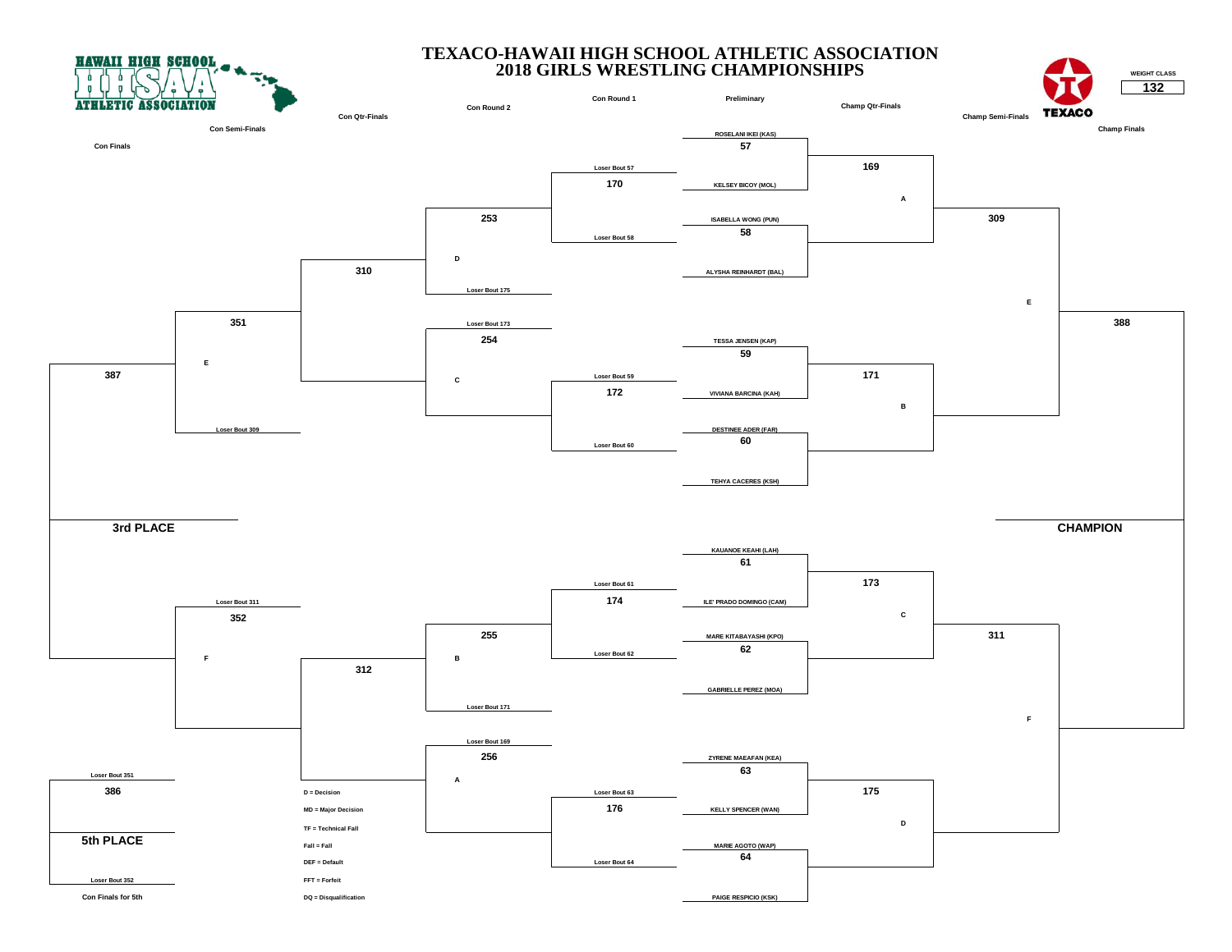# TEXACO-HAWAII HIGH SCHOOL ATHLETIC ASSOCIATION
## 2018 GIRLS WRESTLING CHAMPIONSHIPS

HAWAII HIGH SCHOOL ATHLETIC ASSOCIATION

TEXACO

WEIGHT CLASS **132**

### Preliminary

| Bout | Wrestlers |
|---|---|
| 57 | ROSELANI IKEI (KAS) vs. KELSEY BICOY (MOL) |
| 58 | ISABELLA WONG (PUN) vs. ALYSHA REINHARDT (BAL) |
| 59 | TESSA JENSEN (KAP) vs. VIVIANA BARCINA (KAH) |
| 60 | DESTINEE ADER (FAR) vs. TEHYA CACERES (KSH) |
| 61 | KAUANOE KEAHI (LAH) vs. ILE' PRADO DOMINGO (CAM) |
| 62 | MARE KITABAYASHI (KPO) vs. GABRIELLE PEREZ (MOA) |
| 63 | ZYRENE MAEAFAN (KEA) vs. KELLY SPENCER (WAN) |
| 64 | MARIE AGOTO (WAP) vs. PAIGE RESPICIO (KSK) |

### Champ Qtr-Finals

| Bout | Participants | Loser to |
|---|---|---|
| 169 | Winner 57 vs. Winner 58 | A |
| 171 | Winner 59 vs. Winner 60 | B |
| 173 | Winner 61 vs. Winner 62 | C |
| 175 | Winner 63 vs. Winner 64 | D |

### Champ Semi-Finals

| Bout | Participants | Loser to |
|---|---|---|
| 309 | Winner 169 vs. Winner 171 | E |
| 311 | Winner 173 vs. Winner 175 | F |

### Champ Finals

| Bout | Participants |
|---|---|
| 388 | Winner 309 vs. Winner 311 — CHAMPION |

### Con Round 1

| Bout | Participants |
|---|---|
| 170 | Loser Bout 57 vs. Loser Bout 58 |
| 172 | Loser Bout 59 vs. Loser Bout 60 |
| 174 | Loser Bout 61 vs. Loser Bout 62 |
| 176 | Loser Bout 63 vs. Loser Bout 64 |

### Con Round 2

| Bout | Participants |
|---|---|
| 253 | Winner 170 vs. Loser Bout 175 (D) |
| 254 | Loser Bout 173 (C) vs. Winner 172 |
| 255 | Winner 174 vs. Loser Bout 171 (B) |
| 256 | Loser Bout 169 (A) vs. Winner 176 |

### Con Qtr-Finals

| Bout | Participants |
|---|---|
| 310 | Winner 253 vs. Winner 254 |
| 312 | Winner 255 vs. Winner 256 |

### Con Semi-Finals

| Bout | Participants |
|---|---|
| 351 | Winner 310 vs. Loser Bout 309 (E) |
| 352 | Loser Bout 311 (F) vs. Winner 312 |

### Con Finals

| Bout | Participants |
|---|---|
| 387 | Winner 351 vs. Winner 352 — 3rd PLACE |

### Con Finals for 5th

| Bout | Participants |
|---|---|
| 386 | Loser Bout 351 vs. Loser Bout 352 — 5th PLACE |

D = Decision
MD = Major Decision
TF = Technical Fall
Fall = Fall
DEF = Default
FFT = Forfeit
DQ = Disqualification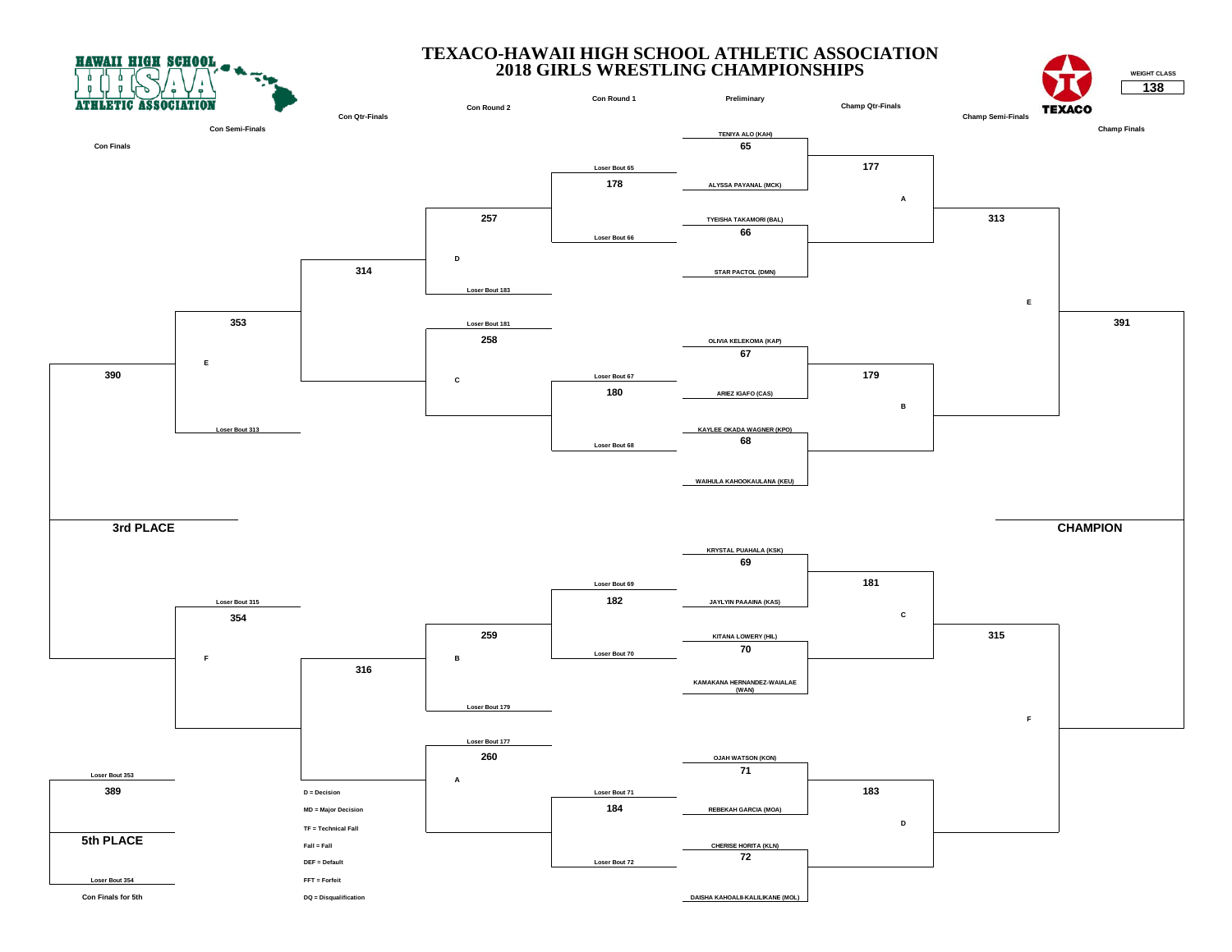# TEXACO-HAWAII HIGH SCHOOL ATHLETIC ASSOCIATION
# 2018 GIRLS WRESTLING CHAMPIONSHIPS

HAWAII HIGH SCHOOL ATHLETIC ASSOCIATION

TEXACO

**WEIGHT CLASS**

**138**

## Preliminary

| Bout | Wrestler 1 | Wrestler 2 |
|---|---|---|
| 65 | TENIYA ALO (KAH) | ALYSSA PAYANAL (MCK) |
| 66 | TYEISHA TAKAMORI (BAL) | STAR PACTOL (DMN) |
| 67 | OLIVIA KELEKOMA (KAP) | ARIEZ IGAFO (CAS) |
| 68 | KAYLEE OKADA WAGNER (KPO) | WAIHULA KAHOOKAULANA (KEU) |
| 69 | KRYSTAL PUAHALA (KSK) | JAYLYIN PAAAINA (KAS) |
| 70 | KITANA LOWERY (HIL) | KAMAKANA HERNANDEZ-WAIALAE (WAN) |
| 71 | OJAH WATSON (KON) | REBEKAH GARCIA (MOA) |
| 72 | CHERISE HORITA (KLN) | DAISHA KAHOALII-KALILIKANE (MOL) |

## Champ Qtr-Finals

| Bout | From | Loser to |
|---|---|---|
| 177 | Winners of 65, 66 | A |
| 179 | Winners of 67, 68 | B |
| 181 | Winners of 69, 70 | C |
| 183 | Winners of 71, 72 | D |

## Champ Semi-Finals

| Bout | From | Loser to |
|---|---|---|
| 313 | Winners of 177, 179 | E |
| 315 | Winners of 181, 183 | F |

## Champ Finals

| Bout | From |
|---|---|
| 391 | Winners of 313, 315 |

**CHAMPION**

## Con Round 1

| Bout | Wrestler 1 | Wrestler 2 |
|---|---|---|
| 178 | Loser Bout 65 | Loser Bout 66 |
| 180 | Loser Bout 67 | Loser Bout 68 |
| 182 | Loser Bout 69 | Loser Bout 70 |
| 184 | Loser Bout 71 | Loser Bout 72 |

## Con Round 2

| Bout | Wrestler 1 | Wrestler 2 |
|---|---|---|
| 257 | D | Loser Bout 183 |
| 258 | Loser Bout 181 | C |
| 259 | B | Loser Bout 179 |
| 260 | Loser Bout 177 | A |

## Con Qtr-Finals

| Bout | From |
|---|---|
| 314 | Winners of 257, 258 |
| 316 | Winners of 259, 260 |

## Con Semi-Finals

| Bout | Wrestler 1 | Wrestler 2 |
|---|---|---|
| 353 | E | Loser Bout 313 |
| 354 | Loser Bout 315 | F |

## Con Finals

| Bout | From |
|---|---|
| 390 | Winners of 353, 354 |

**3rd PLACE**

## Con Finals for 5th

| Bout | Wrestler 1 | Wrestler 2 |
|---|---|---|
| 389 | Loser Bout 353 | Loser Bout 354 |

**5th PLACE**

D = Decision
MD = Major Decision
TF = Technical Fall
Fall = Fall
DEF = Default
FFT = Forfeit
DQ = Disqualification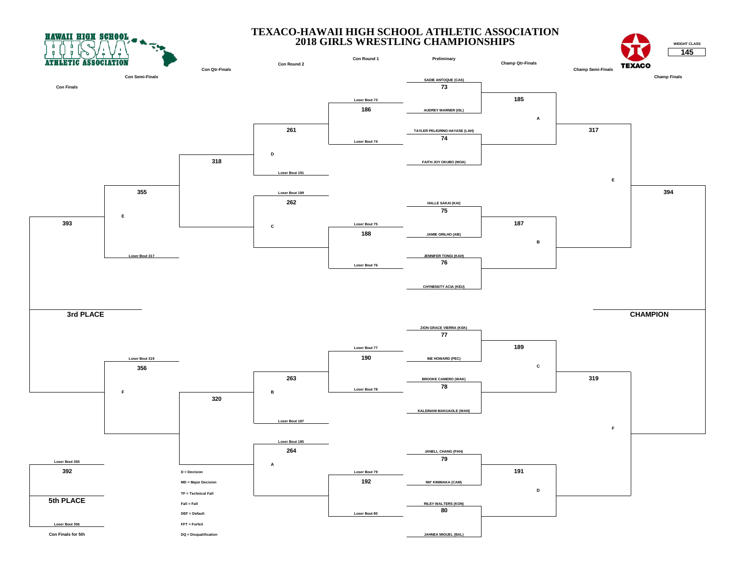# TEXACO-HAWAII HIGH SCHOOL ATHLETIC ASSOCIATION
# 2018 GIRLS WRESTLING CHAMPIONSHIPS

HAWAII HIGH SCHOOL IHSAA ATHLETIC ASSOCIATION

TEXACO

WEIGHT CLASS **145**

## Championship Bracket

### Preliminary

| Bout | Wrestler 1 | Wrestler 2 |
|---|---|---|
| 73 | SADIE ANTOQUE (CAS) | AUDREY WARNER (ISL) |
| 74 | TAYLER PELIGRINO HAYASE (LAH) | FAITH JOY OKUBO (MOA) |
| 75 | HALLE SAKAI (KAI) | JAMIE GRILHO (AIE) |
| 76 | JENNIFER TONGI (KAH) | CHYNENSTY ACIA (KEU) |
| 77 | ZION GRACE VIERRA (KSK) | INE HOWARD (PEC) |
| 78 | BROOKE CAMERO (WAK) | KALEINANI MAKUAOLE (WAN) |
| 79 | JANELL CHANG (PAH) | IWI' KINIMAKA (CAM) |
| 80 | RILEY WALTERS (KON) | JAHNEA MIGUEL (BAL) |

### Champ Qtr-Finals

| Bout | From | Loser to |
|---|---|---|
| 185 | Winner 73 vs. Winner 74 | A |
| 187 | Winner 75 vs. Winner 76 | B |
| 189 | Winner 77 vs. Winner 78 | C |
| 191 | Winner 79 vs. Winner 80 | D |

### Champ Semi-Finals

| Bout | From | Loser to |
|---|---|---|
| 317 | Winner 185 vs. Winner 187 | E |
| 319 | Winner 189 vs. Winner 191 | F |

### Champ Finals

394 — Winner 317 vs. Winner 319 → **CHAMPION**

## Consolation Bracket

### Con Round 1

| Bout | Wrestler 1 | Wrestler 2 |
|---|---|---|
| 186 | Loser Bout 73 | Loser Bout 74 |
| 188 | Loser Bout 75 | Loser Bout 76 |
| 190 | Loser Bout 77 | Loser Bout 78 |
| 192 | Loser Bout 79 | Loser Bout 80 |

### Con Round 2

| Bout | Wrestler 1 | Wrestler 2 |
|---|---|---|
| 261 | Winner 186 | Loser Bout 191 (D) |
| 262 | Loser Bout 189 (C) | Winner 188 |
| 263 | Winner 190 | Loser Bout 187 (B) |
| 264 | Loser Bout 185 (A) | Winner 192 |

### Con Qtr-Finals

- 318 — Winner 261 vs. Winner 262
- 320 — Winner 263 vs. Winner 264

### Con Semi-Finals

- 355 — Winner 318 vs. Loser Bout 317 (E)
- 356 — Loser Bout 319 (F) vs. Winner 320

### Con Finals

393 — Winner 355 vs. Winner 356 → **3rd PLACE**

### Con Finals for 5th

392 — Loser Bout 355 vs. Loser Bout 356 → **5th PLACE**

D = Decision
MD = Major Decision
TF = Technical Fall
Fall = Fall
DEF = Default
FFT = Forfeit
DQ = Disqualification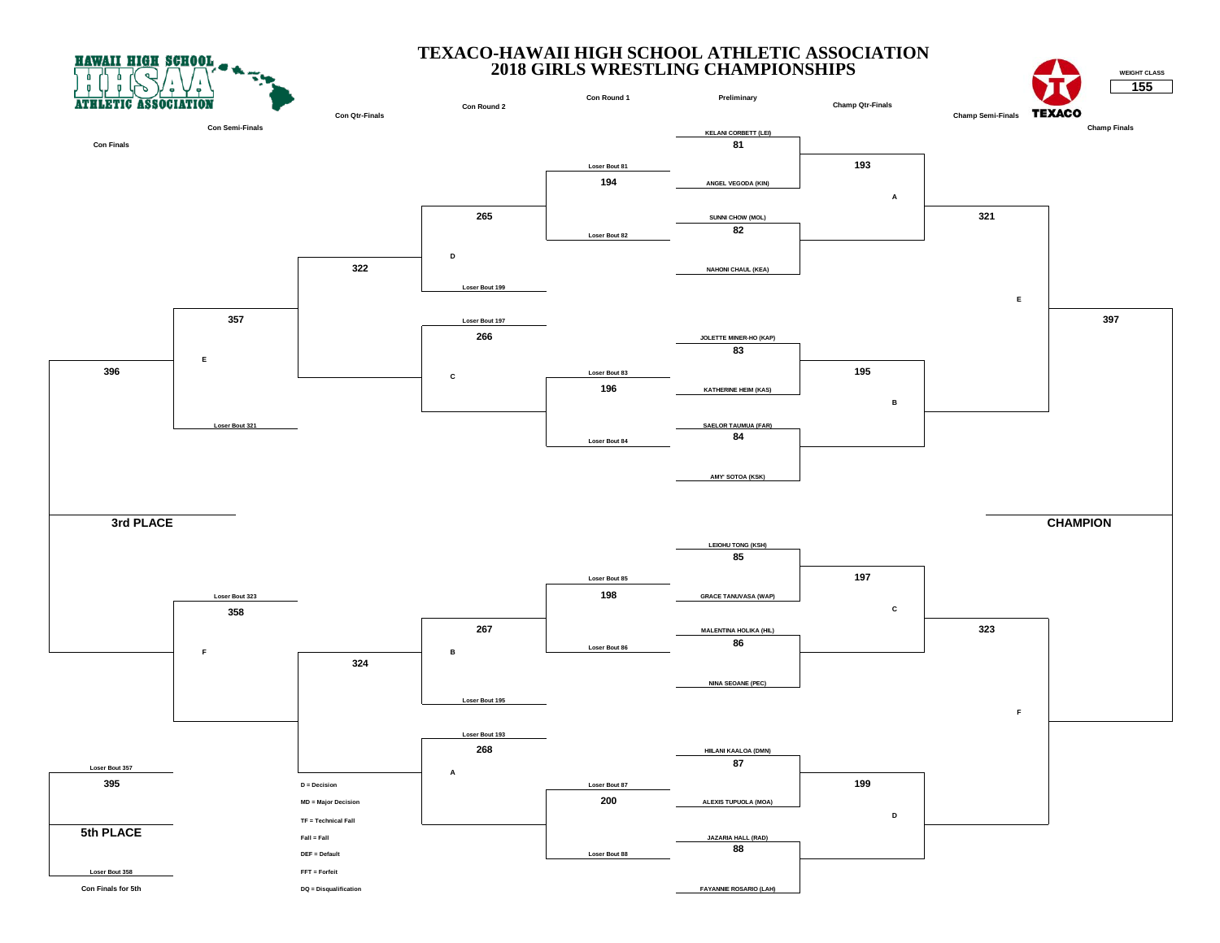# TEXACO-HAWAII HIGH SCHOOL ATHLETIC ASSOCIATION
## 2018 GIRLS WRESTLING CHAMPIONSHIPS

HAWAII HIGH SCHOOL ATHLETIC ASSOCIATION

TEXACO

**WEIGHT CLASS: 155**

### Preliminary

| Bout | Wrestler 1 | Wrestler 2 |
|---|---|---|
| 81 | KELANI CORBETT (LEI) | ANGEL VEGODA (KIN) |
| 82 | SUNNI CHOW (MOL) | NAHONI CHAUL (KEA) |
| 83 | JOLETTE MINER-HO (KAP) | KATHERINE HEIM (KAS) |
| 84 | SAELOR TAUMUA (FAR) | AMY' SOTOA (KSK) |
| 85 | LEIOHU TONG (KSH) | GRACE TANUVASA (WAP) |
| 86 | MALENTINA HOLIKA (HIL) | NINA SEOANE (PEC) |
| 87 | HIILANI KAALOA (DMN) | ALEXIS TUPUOLA (MOA) |
| 88 | JAZARIA HALL (RAD) | FAYANNIE ROSARIO (LAH) |

### Champ Qtr-Finals

- 193 (Winner 81 vs Winner 82) — A
- 195 (Winner 83 vs Winner 84) — B
- 197 (Winner 85 vs Winner 86) — C
- 199 (Winner 87 vs Winner 88) — D

### Champ Semi-Finals

- 321 (Winner 193 vs Winner 195) — E
- 323 (Winner 197 vs Winner 199) — F

### Champ Finals

- 397 — CHAMPION

### Con Round 1

- 194: Loser Bout 81 vs Loser Bout 82
- 196: Loser Bout 83 vs Loser Bout 84
- 198: Loser Bout 85 vs Loser Bout 86
- 200: Loser Bout 87 vs Loser Bout 88

### Con Round 2

- 265: Winner 194 vs Loser Bout 199 — D
- 266: Loser Bout 197 vs Winner 196 — C
- 267: Winner 198 vs Loser Bout 195 — B
- 268: Loser Bout 193 vs Winner 200 — A

### Con Qtr-Finals

- 322: Winner 265 vs Winner 266
- 324: Winner 267 vs Winner 268

### Con Semi-Finals

- 357: Winner 322 vs Loser Bout 321 — E
- 358: Loser Bout 323 vs Winner 324 — F

### Con Finals

- 396: Winner 357 vs Winner 358 — 3rd PLACE

### Con Finals for 5th

- 395: Loser Bout 357 vs Loser Bout 358 — 5th PLACE

D = Decision
MD = Major Decision
TF = Technical Fall
Fall = Fall
DEF = Default
FFT = Forfeit
DQ = Disqualification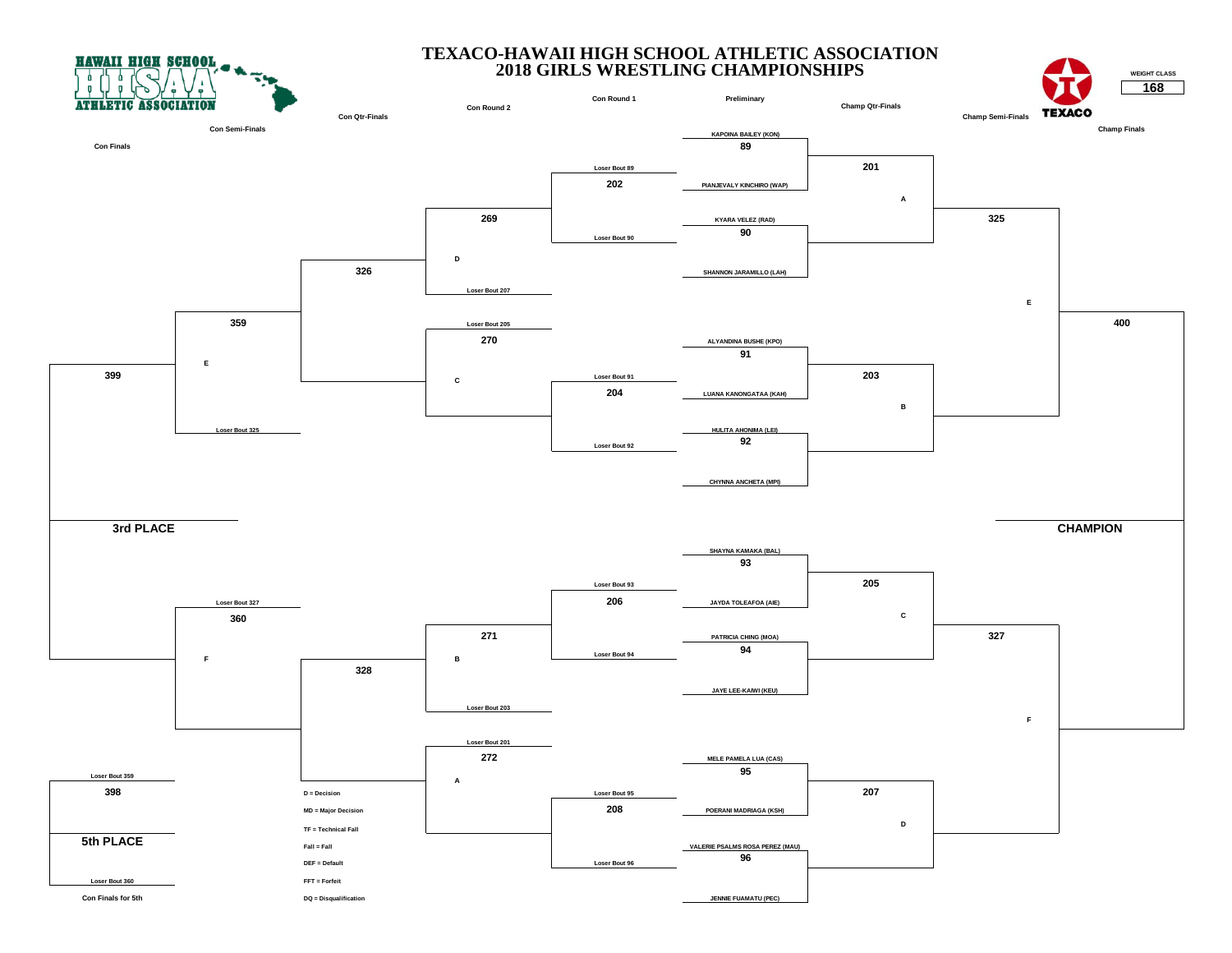# TEXACO-HAWAII HIGH SCHOOL ATHLETIC ASSOCIATION
## 2018 GIRLS WRESTLING CHAMPIONSHIPS

HAWAII HIGH SCHOOL ATHLETIC ASSOCIATION

TEXACO

WEIGHT CLASS: **168**

Con Finals | Con Semi-Finals | Con Qtr-Finals | Con Round 2 | Con Round 1 | Preliminary | Champ Qtr-Finals | Champ Semi-Finals | Champ Finals

**Preliminary**

- Bout 89: KAPOINA BAILEY (KON) vs. PIANJEVALY KINCHIRO (WAP)
- Bout 90: KYARA VELEZ (RAD) vs. SHANNON JARAMILLO (LAH)
- Bout 91: ALYANDINA BUSHE (KPO) vs. LUANA KANONGATAA (KAH)
- Bout 92: HULITA AHONIMA (LEI) vs. CHYNNA ANCHETA (MPI)
- Bout 93: SHAYNA KAMAKA (BAL) vs. JAYDA TOLEAFOA (AIE)
- Bout 94: PATRICIA CHING (MOA) vs. JAYE LEE-KAIWI (KEU)
- Bout 95: MELE PAMELA LUA (CAS) vs. POERANI MADRIAGA (KSH)
- Bout 96: VALERIE PSALMS ROSA PEREZ (MAU) vs. JENNIE FUAMATU (PEC)

**Champ Qtr-Finals**

- 201 (A)
- 203 (B)
- 205 (C)
- 207 (D)

**Champ Semi-Finals**

- 325 (E)
- 327 (F)

**Champ Finals**

- 400 — CHAMPION

**Con Round 1**

- 202: Loser Bout 89 vs. Loser Bout 90
- 204: Loser Bout 91 vs. Loser Bout 92
- 206: Loser Bout 93 vs. Loser Bout 94
- 208: Loser Bout 95 vs. Loser Bout 96

**Con Round 2**

- 269: (D) vs. Loser Bout 207
- 270: Loser Bout 205 vs. (C)
- 271: (B) vs. Loser Bout 203
- 272: Loser Bout 201 vs. (A)

**Con Qtr-Finals**

- 326
- 328

**Con Semi-Finals**

- 359: (E) vs. Loser Bout 325
- 360: Loser Bout 327 vs. (F)

**Con Finals**

- 399 — 3rd PLACE

**Con Finals for 5th**

- 398: Loser Bout 359 vs. Loser Bout 360 — 5th PLACE

D = Decision
MD = Major Decision
TF = Technical Fall
Fall = Fall
DEF = Default
FFT = Forfeit
DQ = Disqualification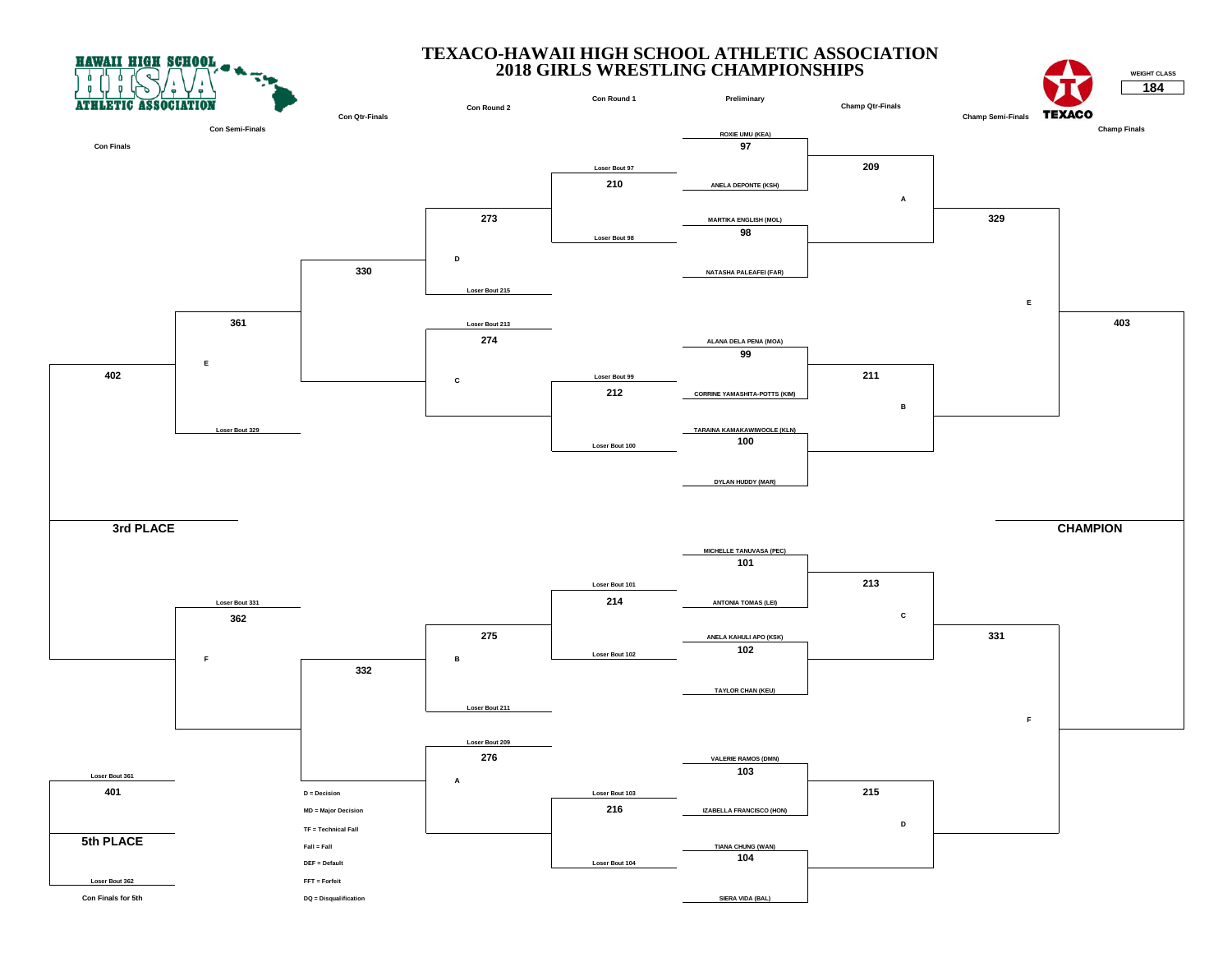# TEXACO-HAWAII HIGH SCHOOL ATHLETIC ASSOCIATION
## 2018 GIRLS WRESTLING CHAMPIONSHIPS

HAWAII HIGH SCHOOL ATHLETIC ASSOCIATION

TEXACO

**WEIGHT CLASS: 184**

Con Finals | Con Semi-Finals | Con Qtr-Finals | Con Round 2 | Con Round 1 | Preliminary | Champ Qtr-Finals | Champ Semi-Finals | Champ Finals

### Preliminary

- Bout 97: ROXIE UMU (KEA) vs ANELA DEPONTE (KSH)
- Bout 98: MARTIKA ENGLISH (MOL) vs NATASHA PALEAFEI (FAR)
- Bout 99: ALANA DELA PENA (MOA) vs CORRINE YAMASHITA-POTTS (KIM)
- Bout 100: TARAINA KAMAKAWIWOOLE (KLN) vs DYLAN HUDDY (MAR)
- Bout 101: MICHELLE TANUVASA (PEC) vs ANTONIA TOMAS (LEI)
- Bout 102: ANELA KAHULI APO (KSK) vs TAYLOR CHAN (KEU)
- Bout 103: VALERIE RAMOS (DMN) vs IZABELLA FRANCISCO (HON)
- Bout 104: TIANA CHUNG (WAN) vs SIERA VIDA (BAL)

### Champ Qtr-Finals

- 209 (Winner 97 vs Winner 98) — A
- 211 (Winner 99 vs Winner 100) — B
- 213 (Winner 101 vs Winner 102) — C
- 215 (Winner 103 vs Winner 104) — D

### Champ Semi-Finals

- 329 (Winner 209 vs Winner 211) — E
- 331 (Winner 213 vs Winner 215) — F

### Champ Finals

- 403 — CHAMPION

### Con Round 1

- 210: Loser Bout 97 vs Loser Bout 98
- 212: Loser Bout 99 vs Loser Bout 100
- 214: Loser Bout 101 vs Loser Bout 102
- 216: Loser Bout 103 vs Loser Bout 104

### Con Round 2

- 273: Winner 210 vs Loser Bout 215 — D
- 274: Loser Bout 213 vs Winner 212 — C
- 275: Winner 214 vs Loser Bout 211 — B
- 276: Loser Bout 209 vs Winner 216 — A

### Con Qtr-Finals

- 330 (Winner 273 vs Winner 274)
- 332 (Winner 275 vs Winner 276)

### Con Semi-Finals

- 361: Winner 330 vs Loser Bout 329 — E
- 362: Loser Bout 331 vs Winner 332 — F

### Con Finals

- 402 — 3rd PLACE

### Con Finals for 5th

- 401: Loser Bout 361 vs Loser Bout 362 — 5th PLACE

D = Decision
MD = Major Decision
TF = Technical Fall
Fall = Fall
DEF = Default
FFT = Forfeit
DQ = Disqualification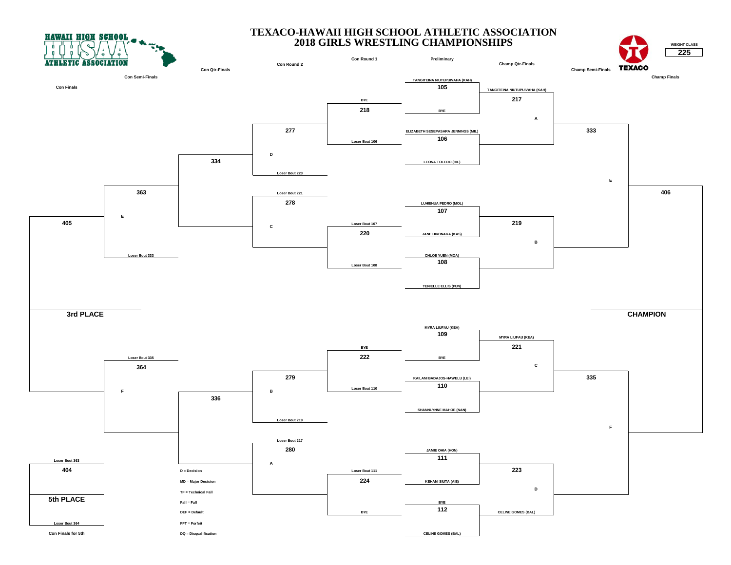# TEXACO-HAWAII HIGH SCHOOL ATHLETIC ASSOCIATION
## 2018 GIRLS WRESTLING CHAMPIONSHIPS

HAWAII HIGH SCHOOL ATHLETIC ASSOCIATION

TEXACO

WEIGHT CLASS **225**

Con Finals | Con Semi-Finals | Con Qtr-Finals | Con Round 2 | Con Round 1 | Preliminary | Champ Qtr-Finals | Champ Semi-Finals | Champ Finals

**Preliminary**

- 105: TANGITEINA NIUTUPUIVAHA (KAH) vs BYE
- 106: ELIZABETH SESEPASARA JENNINGS (MIL) vs LEONA TOLEDO (HIL)
- 107: LUHIEHUA PEDRO (MOL) vs JANE HIRONAKA (KAS)
- 108: CHLOE YUEN (MOA) vs TENIELLE ELLIS (PUN)
- 109: MYRA LIUFAU (KEA) vs BYE
- 110: KAILANI BADAJOS-HAWELU (LEI) vs SHANNLYNNE MAHOE (NAN)
- 111: JAMIE OHIA (HON) vs KEHANI SIUTA (AIE)
- 112: BYE vs CELINE GOMES (BAL)

**Champ Qtr-Finals**

- 217: TANGITEINA NIUTUPUIVAHA (KAH) — A
- 219 — B
- 221: MYRA LIUFAU (KEA) — C
- 223: CELINE GOMES (BAL) — D

**Champ Semi-Finals**

- 333 — E
- 335 — F

**Champ Finals**

- 406 — CHAMPION

**Con Round 1**

- 218: BYE vs Loser Bout 106
- 220: Loser Bout 107 vs Loser Bout 108
- 222: BYE vs Loser Bout 110
- 224: Loser Bout 111 vs BYE

**Con Round 2**

- 277: D / Loser Bout 223
- 278: Loser Bout 221 / C
- 279: B / Loser Bout 219
- 280: Loser Bout 217 / A

**Con Qtr-Finals**

- 334
- 336

**Con Semi-Finals**

- 363: E / Loser Bout 333
- 364: Loser Bout 335 / F

**Con Finals**

- 405 — 3rd PLACE

**Con Finals for 5th**

- 404: Loser Bout 363 vs Loser Bout 364 — 5th PLACE

D = Decision
MD = Major Decision
TF = Technical Fall
Fall = Fall
DEF = Default
FFT = Forfeit
DQ = Disqualification